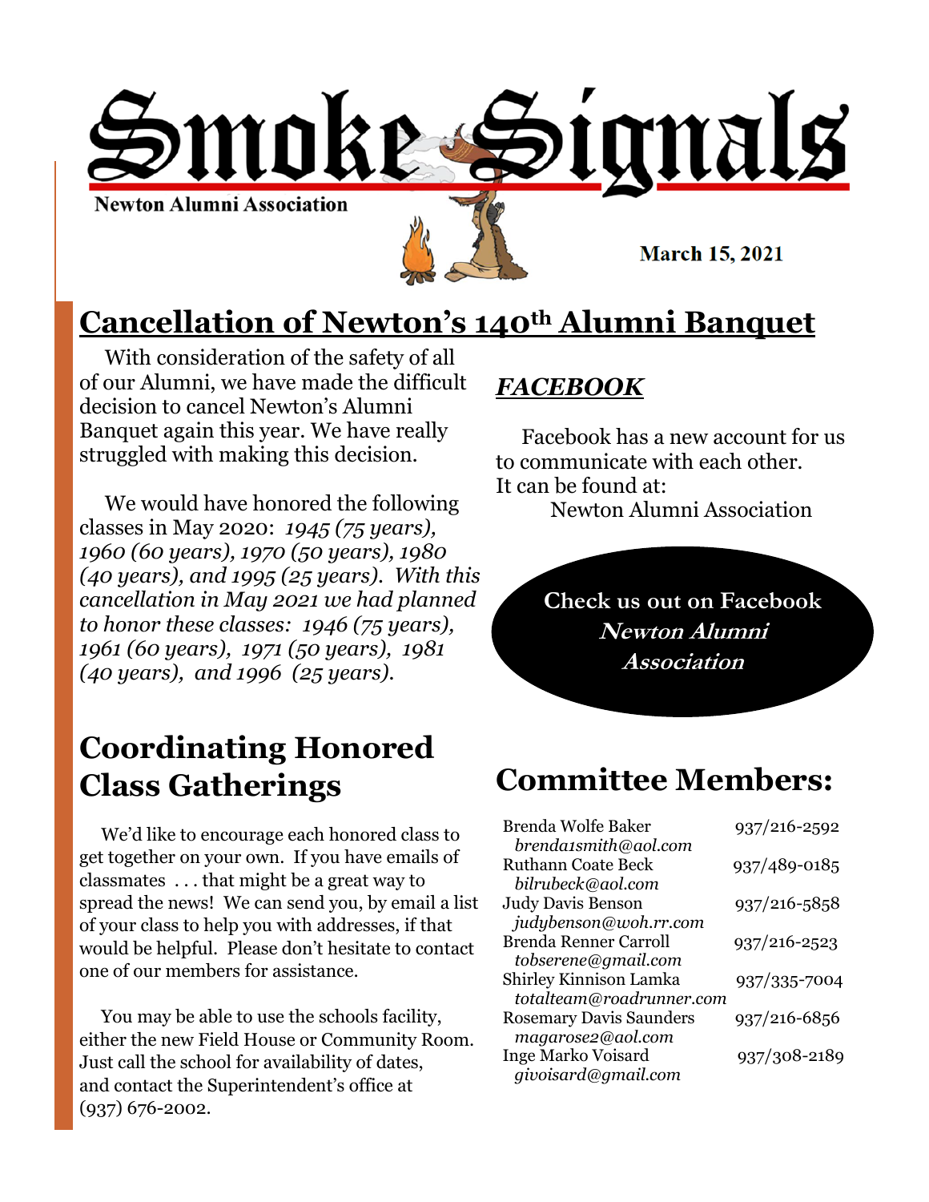# Smoke Signals

**Newton Alumni Association**

**March 15, 2021**

## Cancellation of Newton's 140th Alumni Banquet

With consideration of the safety of all of our Alumni, we have made the difficult decision to cancel Newton's Alumni Banquet again this year. We have really struggled with making this decision.

We would have honored the following classes in May 2020: *1945 (75 years), 1960 (60 years), 1970 (50 years), 1980 (40 years), and 1995 (25 years). With this cancellation in May 2021 we had planned to honor these classes: 1946 (75 years), 1961 (60 years), 1971 (50 years), 1981 (40 years), and 1996 (25 years).*

## ***FACEBOOK***

Facebook has a new account for us to communicate with each other. It can be found at:
Newton Alumni Association

**Check us out on Facebook**
***Newton Alumni Association***

## Coordinating Honored Class Gatherings

We'd like to encourage each honored class to get together on your own. If you have emails of classmates . . . that might be a great way to spread the news! We can send you, by email a list of your class to help you with addresses, if that would be helpful. Please don't hesitate to contact one of our members for assistance.

You may be able to use the schools facility, either the new Field House or Community Room. Just call the school for availability of dates, and contact the Superintendent's office at (937) 676-2002.

## Committee Members:

| Name | Phone |
|---|---|
| Brenda Wolfe Baker<br>*brenda1smith@aol.com* | 937/216-2592 |
| Ruthann Coate Beck<br>*bilrubeck@aol.com* | 937/489-0185 |
| Judy Davis Benson<br>*judybenson@woh.rr.com* | 937/216-5858 |
| Brenda Renner Carroll<br>*tobserene@gmail.com* | 937/216-2523 |
| Shirley Kinnison Lamka<br>*totalteam@roadrunner.com* | 937/335-7004 |
| Rosemary Davis Saunders<br>*magarose2@aol.com* | 937/216-6856 |
| Inge Marko Voisard<br>*givoisard@gmail.com* | 937/308-2189 |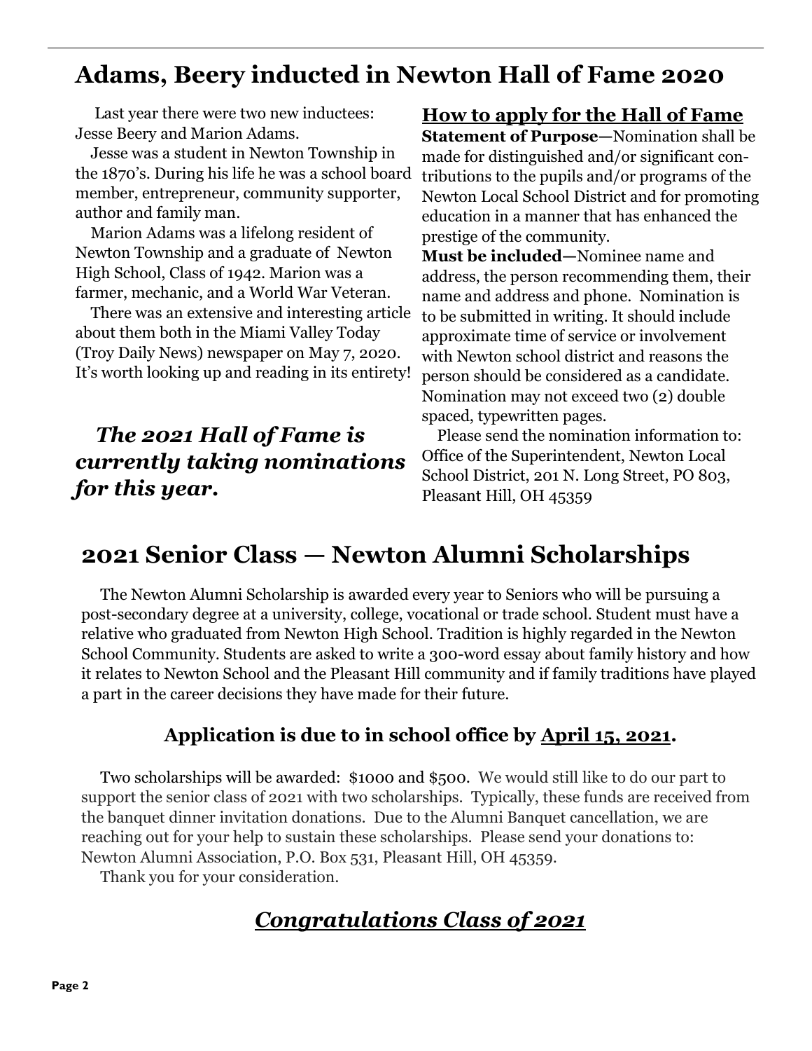# Adams, Beery inducted in Newton Hall of Fame 2020

Last year there were two new inductees: Jesse Beery and Marion Adams.

Jesse was a student in Newton Township in the 1870's. During his life he was a school board member, entrepreneur, community supporter, author and family man.

Marion Adams was a lifelong resident of Newton Township and a graduate of Newton High School, Class of 1942. Marion was a farmer, mechanic, and a World War Veteran.

There was an extensive and interesting article about them both in the Miami Valley Today (Troy Daily News) newspaper on May 7, 2020. It's worth looking up and reading in its entirety!

***The 2021 Hall of Fame is currently taking nominations for this year.***

## How to apply for the Hall of Fame

**Statement of Purpose**—Nomination shall be made for distinguished and/or significant contributions to the pupils and/or programs of the Newton Local School District and for promoting education in a manner that has enhanced the prestige of the community.

**Must be included**—Nominee name and address, the person recommending them, their name and address and phone. Nomination is to be submitted in writing. It should include approximate time of service or involvement with Newton school district and reasons the person should be considered as a candidate. Nomination may not exceed two (2) double spaced, typewritten pages.

Please send the nomination information to: Office of the Superintendent, Newton Local School District, 201 N. Long Street, PO 803, Pleasant Hill, OH 45359

# 2021 Senior Class — Newton Alumni Scholarships

The Newton Alumni Scholarship is awarded every year to Seniors who will be pursuing a post-secondary degree at a university, college, vocational or trade school. Student must have a relative who graduated from Newton High School. Tradition is highly regarded in the Newton School Community. Students are asked to write a 300-word essay about family history and how it relates to Newton School and the Pleasant Hill community and if family traditions have played a part in the career decisions they have made for their future.

### Application is due to in school office by April 15, 2021.

Two scholarships will be awarded: $1000 and $500. We would still like to do our part to support the senior class of 2021 with two scholarships. Typically, these funds are received from the banquet dinner invitation donations. Due to the Alumni Banquet cancellation, we are reaching out for your help to sustain these scholarships. Please send your donations to: Newton Alumni Association, P.O. Box 531, Pleasant Hill, OH 45359.

Thank you for your consideration.

## *Congratulations Class of 2021*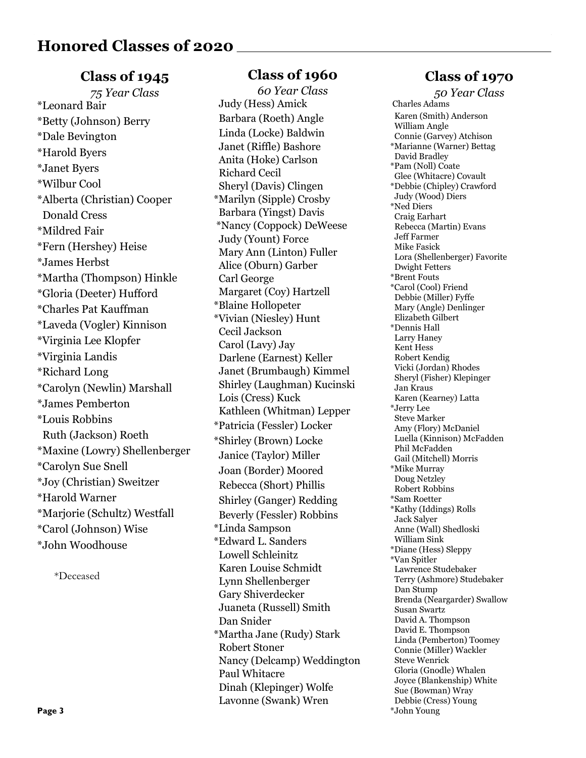# Honored Classes of 2020

## Class of 1945

*75 Year Class*

*Leonard Bair
*Betty (Johnson) Berry
*Dale Bevington
*Harold Byers
*Janet Byers
*Wilbur Cool
*Alberta (Christian) Cooper
Donald Cress
*Mildred Fair
*Fern (Hershey) Heise
*James Herbst
*Martha (Thompson) Hinkle
*Gloria (Deeter) Hufford
*Charles Pat Kauffman
*Laveda (Vogler) Kinnison
*Virginia Lee Klopfer
*Virginia Landis
*Richard Long
*Carolyn (Newlin) Marshall
*James Pemberton
*Louis Robbins
Ruth (Jackson) Roeth
*Maxine (Lowry) Shellenberger
*Carolyn Sue Snell
*Joy (Christian) Sweitzer
*Harold Warner
*Marjorie (Schultz) Westfall
*Carol (Johnson) Wise
*John Woodhouse

*Deceased

## Class of 1960

*60 Year Class*

Judy (Hess) Amick
Barbara (Roeth) Angle
Linda (Locke) Baldwin
Janet (Riffle) Bashore
Anita (Hoke) Carlson
Richard Cecil
Sheryl (Davis) Clingen
*Marilyn (Sipple) Crosby
Barbara (Yingst) Davis
*Nancy (Coppock) DeWeese
Judy (Yount) Force
Mary Ann (Linton) Fuller
Alice (Oburn) Garber
Carl George
Margaret (Coy) Hartzell
*Blaine Hollopeter
*Vivian (Niesley) Hunt
Cecil Jackson
Carol (Lavy) Jay
Darlene (Earnest) Keller
Janet (Brumbaugh) Kimmel
Shirley (Laughman) Kucinski
Lois (Cress) Kuck
Kathleen (Whitman) Lepper
*Patricia (Fessler) Locker
*Shirley (Brown) Locke
Janice (Taylor) Miller
Joan (Border) Moored
Rebecca (Short) Phillis
Shirley (Ganger) Redding
Beverly (Fessler) Robbins
*Linda Sampson
*Edward L. Sanders
Lowell Schleinitz
Karen Louise Schmidt
Lynn Shellenberger
Gary Shiverdecker
Juaneta (Russell) Smith
Dan Snider
*Martha Jane (Rudy) Stark
Robert Stoner
Nancy (Delcamp) Weddington
Paul Whitacre
Dinah (Klepinger) Wolfe
Lavonne (Swank) Wren

## Class of 1970

*50 Year Class*

Charles Adams
Karen (Smith) Anderson
William Angle
Connie (Garvey) Atchison
*Marianne (Warner) Bettag
David Bradley
*Pam (Noll) Coate
Glee (Whitacre) Covault
*Debbie (Chipley) Crawford
Judy (Wood) Diers
*Ned Diers
Craig Earhart
Rebecca (Martin) Evans
Jeff Farmer
Mike Fasick
Lora (Shellenberger) Favorite
Dwight Fetters
*Brent Fouts
*Carol (Cool) Friend
Debbie (Miller) Fyffe
Mary (Angle) Denlinger
Elizabeth Gilbert
*Dennis Hall
Larry Haney
Kent Hess
Robert Kendig
Vicki (Jordan) Rhodes
Sheryl (Fisher) Klepinger
Jan Kraus
Karen (Kearney) Latta
*Jerry Lee
Steve Marker
Amy (Flory) McDaniel
Luella (Kinnison) McFadden
Phil McFadden
Gail (Mitchell) Morris
*Mike Murray
Doug Netzley
Robert Robbins
*Sam Roetter
*Kathy (Iddings) Rolls
Jack Salyer
Anne (Wall) Shedloski
William Sink
*Diane (Hess) Sleppy
*Van Spitler
Lawrence Studebaker
Terry (Ashmore) Studebaker
Dan Stump
Brenda (Neargarder) Swallow
Susan Swartz
David A. Thompson
David E. Thompson
Linda (Pemberton) Toomey
Connie (Miller) Wackler
Steve Wenrick
Gloria (Gnodle) Whalen
Joyce (Blankenship) White
Sue (Bowman) Wray
Debbie (Cress) Young
*John Young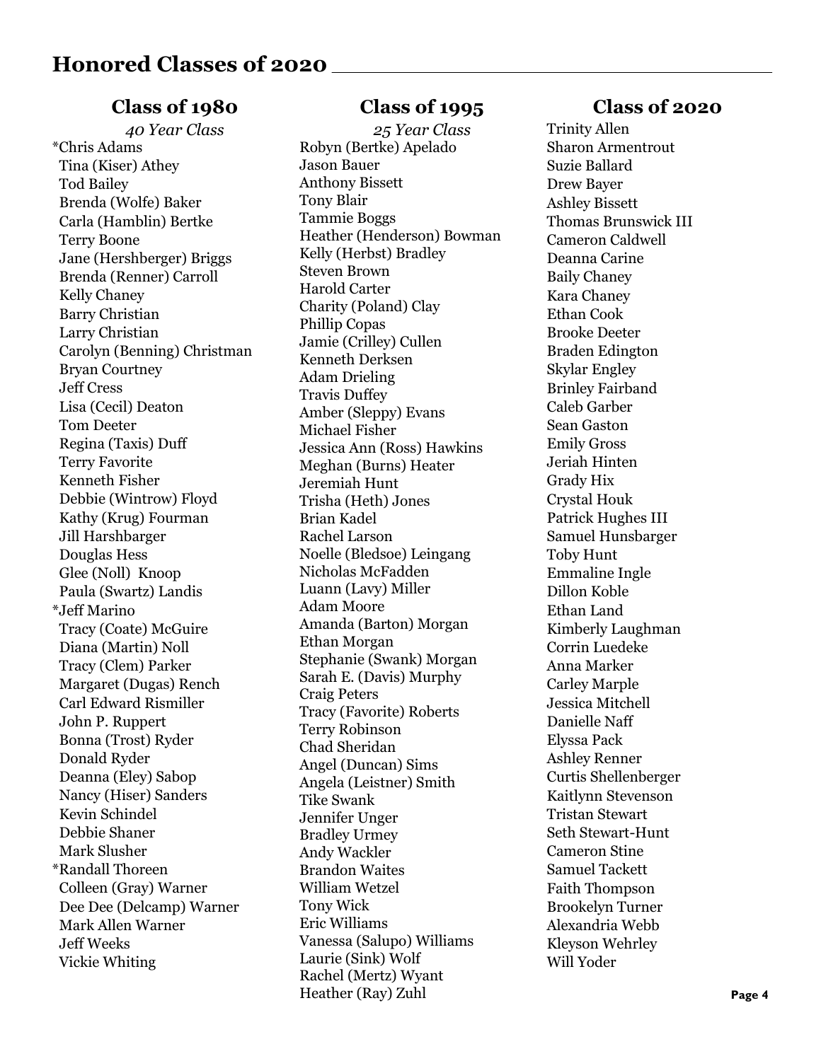# Honored Classes of 2020

## Class of 1980

*40 Year Class*

*Chris Adams
Tina (Kiser) Athey
Tod Bailey
Brenda (Wolfe) Baker
Carla (Hamblin) Bertke
Terry Boone
Jane (Hershberger) Briggs
Brenda (Renner) Carroll
Kelly Chaney
Barry Christian
Larry Christian
Carolyn (Benning) Christman
Bryan Courtney
Jeff Cress
Lisa (Cecil) Deaton
Tom Deeter
Regina (Taxis) Duff
Terry Favorite
Kenneth Fisher
Debbie (Wintrow) Floyd
Kathy (Krug) Fourman
Jill Harshbarger
Douglas Hess
Glee (Noll) Knoop
Paula (Swartz) Landis
*Jeff Marino
Tracy (Coate) McGuire
Diana (Martin) Noll
Tracy (Clem) Parker
Margaret (Dugas) Rench
Carl Edward Rismiller
John P. Ruppert
Bonna (Trost) Ryder
Donald Ryder
Deanna (Eley) Sabop
Nancy (Hiser) Sanders
Kevin Schindel
Debbie Shaner
Mark Slusher
*Randall Thoreen
Colleen (Gray) Warner
Dee Dee (Delcamp) Warner
Mark Allen Warner
Jeff Weeks
Vickie Whiting

## Class of 1995

*25 Year Class*

Robyn (Bertke) Apelado
Jason Bauer
Anthony Bissett
Tony Blair
Tammie Boggs
Heather (Henderson) Bowman
Kelly (Herbst) Bradley
Steven Brown
Harold Carter
Charity (Poland) Clay
Phillip Copas
Jamie (Crilley) Cullen
Kenneth Derksen
Adam Drieling
Travis Duffey
Amber (Sleppy) Evans
Michael Fisher
Jessica Ann (Ross) Hawkins
Meghan (Burns) Heater
Jeremiah Hunt
Trisha (Heth) Jones
Brian Kadel
Rachel Larson
Noelle (Bledsoe) Leingang
Nicholas McFadden
Luann (Lavy) Miller
Adam Moore
Amanda (Barton) Morgan
Ethan Morgan
Stephanie (Swank) Morgan
Sarah E. (Davis) Murphy
Craig Peters
Tracy (Favorite) Roberts
Terry Robinson
Chad Sheridan
Angel (Duncan) Sims
Angela (Leistner) Smith
Tike Swank
Jennifer Unger
Bradley Urmey
Andy Wackler
Brandon Waites
William Wetzel
Tony Wick
Eric Williams
Vanessa (Salupo) Williams
Laurie (Sink) Wolf
Rachel (Mertz) Wyant
Heather (Ray) Zuhl

## Class of 2020

Trinity Allen
Sharon Armentrout
Suzie Ballard
Drew Bayer
Ashley Bissett
Thomas Brunswick III
Cameron Caldwell
Deanna Carine
Baily Chaney
Kara Chaney
Ethan Cook
Brooke Deeter
Braden Edington
Skylar Engley
Brinley Fairband
Caleb Garber
Sean Gaston
Emily Gross
Jeriah Hinten
Grady Hix
Crystal Houk
Patrick Hughes III
Samuel Hunsbarger
Toby Hunt
Emmaline Ingle
Dillon Koble
Ethan Land
Kimberly Laughman
Corrin Luedeke
Anna Marker
Carley Marple
Jessica Mitchell
Danielle Naff
Elyssa Pack
Ashley Renner
Curtis Shellenberger
Kaitlynn Stevenson
Tristan Stewart
Seth Stewart-Hunt
Cameron Stine
Samuel Tackett
Faith Thompson
Brookelyn Turner
Alexandria Webb
Kleyson Wehrley
Will Yoder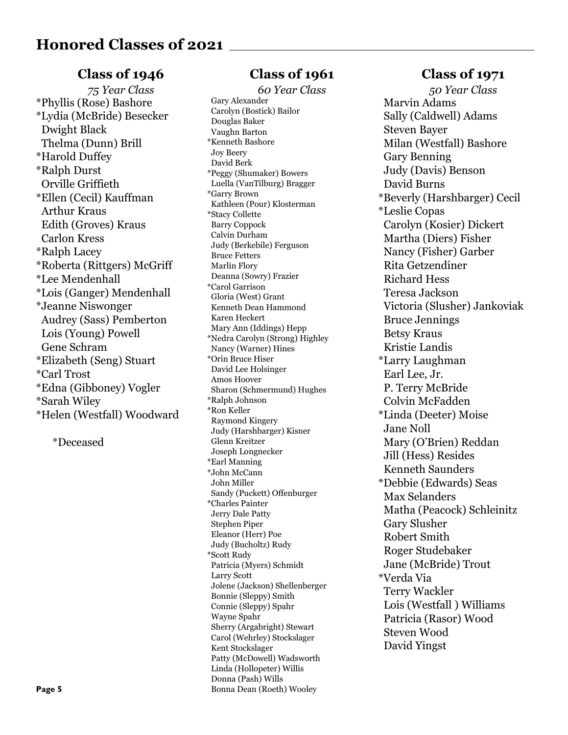# Honored Classes of 2021

## Class of 1946

*75 Year Class*

*Phyllis (Rose) Bashore
*Lydia (McBride) Besecker
Dwight Black
Thelma (Dunn) Brill
*Harold Duffey
*Ralph Durst
Orville Griffieth
*Ellen (Cecil) Kauffman
Arthur Kraus
Edith (Groves) Kraus
Carlon Kress
*Ralph Lacey
*Roberta (Rittgers) McGriff
*Lee Mendenhall
*Lois (Ganger) Mendenhall
*Jeanne Niswonger
Audrey (Sass) Pemberton
Lois (Young) Powell
Gene Schram
*Elizabeth (Seng) Stuart
*Carl Trost
*Edna (Gibboney) Vogler
*Sarah Wiley
*Helen (Westfall) Woodward

*Deceased

## Class of 1961

*60 Year Class*

Gary Alexander
Carolyn (Bostick) Bailor
Douglas Baker
Vaughn Barton
*Kenneth Bashore
Joy Beery
David Berk
*Peggy (Shumaker) Bowers
Luella (VanTilburg) Bragger
*Garry Brown
Kathleen (Pour) Klosterman
*Stacy Collette
Barry Coppock
Calvin Durham
Judy (Berkebile) Ferguson
Bruce Fetters
Marlin Flory
Deanna (Sowry) Frazier
*Carol Garrison
Gloria (West) Grant
Kenneth Dean Hammond
Karen Heckert
Mary Ann (Iddings) Hepp
*Nedra Carolyn (Strong) Highley
Nancy (Warner) Hines
*Orin Bruce Hiser
David Lee Holsinger
Amos Hoover
Sharon (Schmermund) Hughes
*Ralph Johnson
*Ron Keller
Raymond Kingery
Judy (Harshbarger) Kisner
Glenn Kreitzer
Joseph Longnecker
*Earl Manning
*John McCann
John Miller
Sandy (Puckett) Offenburger
*Charles Painter
Jerry Dale Patty
Stephen Piper
Eleanor (Herr) Poe
Judy (Bucholtz) Rudy
*Scott Rudy
Patricia (Myers) Schmidt
Larry Scott
Jolene (Jackson) Shellenberger
Bonnie (Sleppy) Smith
Connie (Sleppy) Spahr
Wayne Spahr
Sherry (Argabright) Stewart
Carol (Wehrley) Stockslager
Kent Stockslager
Patty (McDowell) Wadsworth
Linda (Hollopeter) Willis
Donna (Pash) Wills
Bonna Dean (Roeth) Wooley

## Class of 1971

*50 Year Class*

Marvin Adams
Sally (Caldwell) Adams
Steven Bayer
Milan (Westfall) Bashore
Gary Benning
Judy (Davis) Benson
David Burns
*Beverly (Harshbarger) Cecil
*Leslie Copas
Carolyn (Kosier) Dickert
Martha (Diers) Fisher
Nancy (Fisher) Garber
Rita Getzendiner
Richard Hess
Teresa Jackson
Victoria (Slusher) Jankoviak
Bruce Jennings
Betsy Kraus
Kristie Landis
*Larry Laughman
Earl Lee, Jr.
P. Terry McBride
Colvin McFadden
*Linda (Deeter) Moise
Jane Noll
Mary (O'Brien) Reddan
Jill (Hess) Resides
Kenneth Saunders
*Debbie (Edwards) Seas
Max Selanders
Matha (Peacock) Schleinitz
Gary Slusher
Robert Smith
Roger Studebaker
Jane (McBride) Trout
*Verda Via
Terry Wackler
Lois (Westfall ) Williams
Patricia (Rasor) Wood
Steven Wood
David Yingst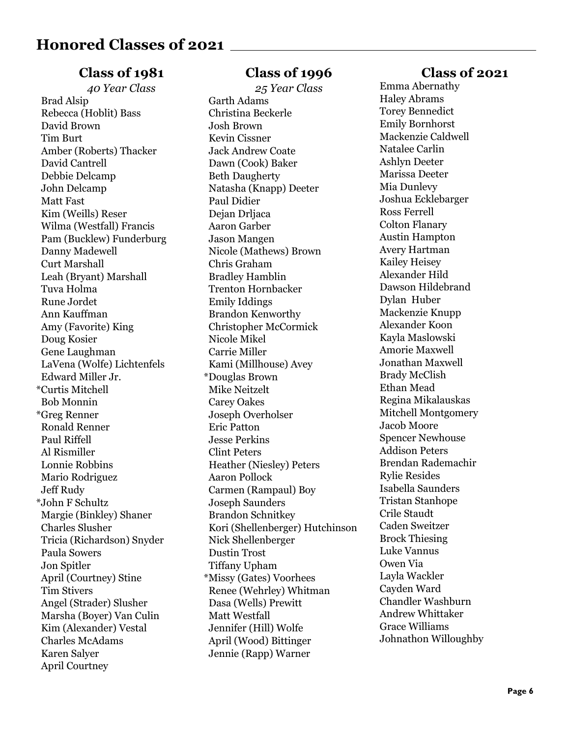## Honored Classes of 2021

### Class of 1981

*40 Year Class*

Brad Alsip
Rebecca (Hoblit) Bass
David Brown
Tim Burt
Amber (Roberts) Thacker
David Cantrell
Debbie Delcamp
John Delcamp
Matt Fast
Kim (Weills) Reser
Wilma (Westfall) Francis
Pam (Bucklew) Funderburg
Danny Madewell
Curt Marshall
Leah (Bryant) Marshall
Tuva Holma
Rune Jordet
Ann Kauffman
Amy (Favorite) King
Doug Kosier
Gene Laughman
LaVena (Wolfe) Lichtenfels
Edward Miller Jr.
*Curtis Mitchell
Bob Monnin
*Greg Renner
Ronald Renner
Paul Riffell
Al Rismiller
Lonnie Robbins
Mario Rodriguez
Jeff Rudy
*John F Schultz
Margie (Binkley) Shaner
Charles Slusher
Tricia (Richardson) Snyder
Paula Sowers
Jon Spitler
April (Courtney) Stine
Tim Stivers
Angel (Strader) Slusher
Marsha (Boyer) Van Culin
Kim (Alexander) Vestal
Charles McAdams
Karen Salyer
April Courtney

### Class of 1996

*25 Year Class*

Garth Adams
Christina Beckerle
Josh Brown
Kevin Cissner
Jack Andrew Coate
Dawn (Cook) Baker
Beth Daugherty
Natasha (Knapp) Deeter
Paul Didier
Dejan Drljaca
Aaron Garber
Jason Mangen
Nicole (Mathews) Brown
Chris Graham
Bradley Hamblin
Trenton Hornbacker
Emily Iddings
Brandon Kenworthy
Christopher McCormick
Nicole Mikel
Carrie Miller
Kami (Millhouse) Avey
*Douglas Brown
Mike Neitzelt
Carey Oakes
Joseph Overholser
Eric Patton
Jesse Perkins
Clint Peters
Heather (Niesley) Peters
Aaron Pollock
Carmen (Rampaul) Boy
Joseph Saunders
Brandon Schnitkey
Kori (Shellenberger) Hutchinson
Nick Shellenberger
Dustin Trost
Tiffany Upham
*Missy (Gates) Voorhees
Renee (Wehrley) Whitman
Dasa (Wells) Prewitt
Matt Westfall
Jennifer (Hill) Wolfe
April (Wood) Bittinger
Jennie (Rapp) Warner

### Class of 2021

Emma Abernathy
Haley Abrams
Torey Bennedict
Emily Bornhorst
Mackenzie Caldwell
Natalee Carlin
Ashlyn Deeter
Marissa Deeter
Mia Dunlevy
Joshua Ecklebarger
Ross Ferrell
Colton Flanary
Austin Hampton
Avery Hartman
Kailey Heisey
Alexander Hild
Dawson Hildebrand
Dylan Huber
Mackenzie Knupp
Alexander Koon
Kayla Maslowski
Amorie Maxwell
Jonathan Maxwell
Brady McClish
Ethan Mead
Regina Mikalauskas
Mitchell Montgomery
Jacob Moore
Spencer Newhouse
Addison Peters
Brendan Rademachir
Rylie Resides
Isabella Saunders
Tristan Stanhope
Crile Staudt
Caden Sweitzer
Brock Thiesing
Luke Vannus
Owen Via
Layla Wackler
Cayden Ward
Chandler Washburn
Andrew Whittaker
Grace Williams
Johnathon Willoughby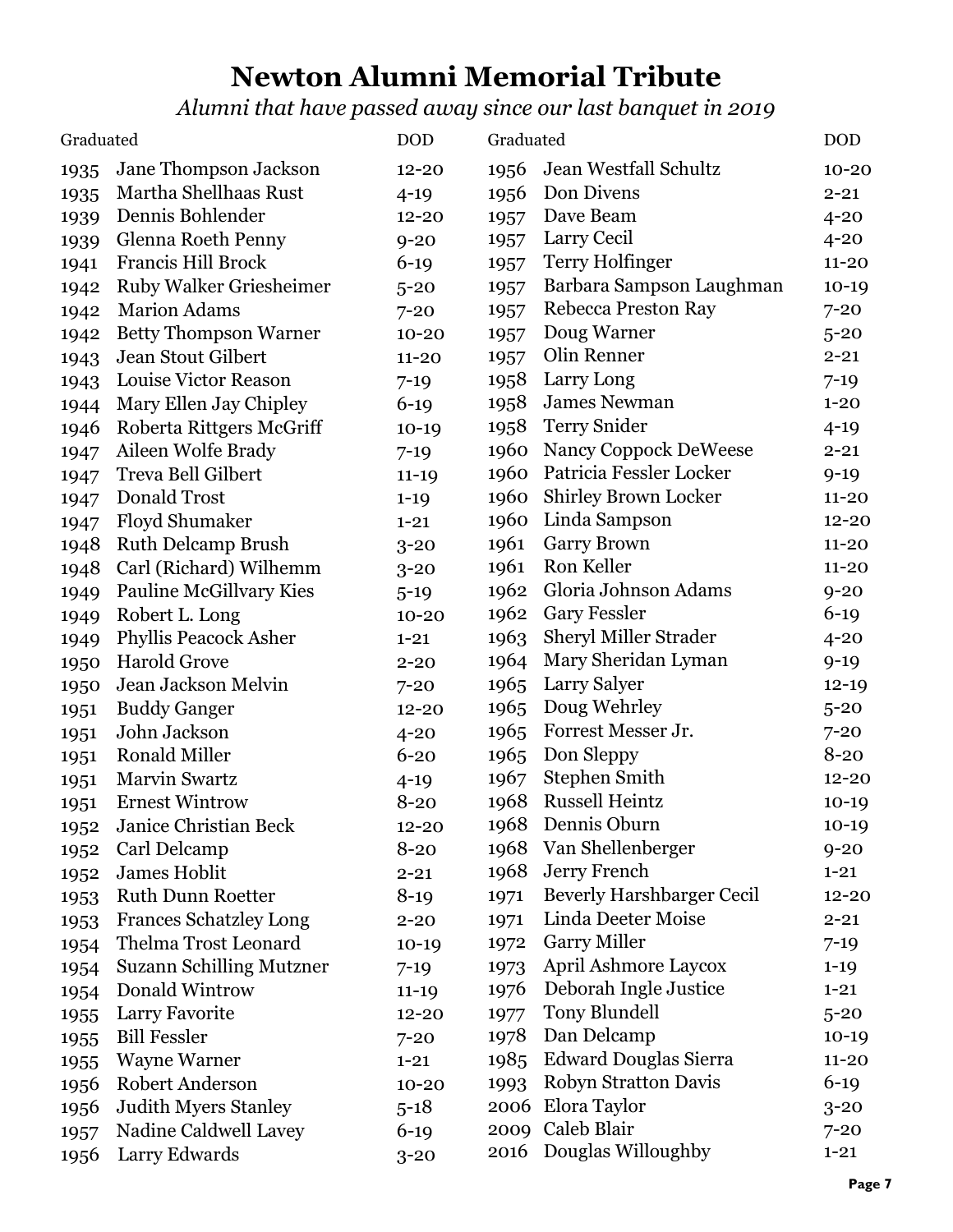# Newton Alumni Memorial Tribute

*Alumni that have passed away since our last banquet in 2019*

| Graduated | Name | DOD |
|---|---|---|
| 1935 | Jane Thompson Jackson | 12-20 |
| 1935 | Martha Shellhaas Rust | 4-19 |
| 1939 | Dennis Bohlender | 12-20 |
| 1939 | Glenna Roeth Penny | 9-20 |
| 1941 | Francis Hill Brock | 6-19 |
| 1942 | Ruby Walker Griesheimer | 5-20 |
| 1942 | Marion Adams | 7-20 |
| 1942 | Betty Thompson Warner | 10-20 |
| 1943 | Jean Stout Gilbert | 11-20 |
| 1943 | Louise Victor Reason | 7-19 |
| 1944 | Mary Ellen Jay Chipley | 6-19 |
| 1946 | Roberta Rittgers McGriff | 10-19 |
| 1947 | Aileen Wolfe Brady | 7-19 |
| 1947 | Treva Bell Gilbert | 11-19 |
| 1947 | Donald Trost | 1-19 |
| 1947 | Floyd Shumaker | 1-21 |
| 1948 | Ruth Delcamp Brush | 3-20 |
| 1948 | Carl (Richard) Wilhemm | 3-20 |
| 1949 | Pauline McGillvary Kies | 5-19 |
| 1949 | Robert L. Long | 10-20 |
| 1949 | Phyllis Peacock Asher | 1-21 |
| 1950 | Harold Grove | 2-20 |
| 1950 | Jean Jackson Melvin | 7-20 |
| 1951 | Buddy Ganger | 12-20 |
| 1951 | John Jackson | 4-20 |
| 1951 | Ronald Miller | 6-20 |
| 1951 | Marvin Swartz | 4-19 |
| 1951 | Ernest Wintrow | 8-20 |
| 1952 | Janice Christian Beck | 12-20 |
| 1952 | Carl Delcamp | 8-20 |
| 1952 | James Hoblit | 2-21 |
| 1953 | Ruth Dunn Roetter | 8-19 |
| 1953 | Frances Schatzley Long | 2-20 |
| 1954 | Thelma Trost Leonard | 10-19 |
| 1954 | Suzann Schilling Mutzner | 7-19 |
| 1954 | Donald Wintrow | 11-19 |
| 1955 | Larry Favorite | 12-20 |
| 1955 | Bill Fessler | 7-20 |
| 1955 | Wayne Warner | 1-21 |
| 1956 | Robert Anderson | 10-20 |
| 1956 | Judith Myers Stanley | 5-18 |
| 1957 | Nadine Caldwell Lavey | 6-19 |
| 1956 | Larry Edwards | 3-20 |
| 1956 | Jean Westfall Schultz | 10-20 |
| 1956 | Don Divens | 2-21 |
| 1957 | Dave Beam | 4-20 |
| 1957 | Larry Cecil | 4-20 |
| 1957 | Terry Holfinger | 11-20 |
| 1957 | Barbara Sampson Laughman | 10-19 |
| 1957 | Rebecca Preston Ray | 7-20 |
| 1957 | Doug Warner | 5-20 |
| 1957 | Olin Renner | 2-21 |
| 1958 | Larry Long | 7-19 |
| 1958 | James Newman | 1-20 |
| 1958 | Terry Snider | 4-19 |
| 1960 | Nancy Coppock DeWeese | 2-21 |
| 1960 | Patricia Fessler Locker | 9-19 |
| 1960 | Shirley Brown Locker | 11-20 |
| 1960 | Linda Sampson | 12-20 |
| 1961 | Garry Brown | 11-20 |
| 1961 | Ron Keller | 11-20 |
| 1962 | Gloria Johnson Adams | 9-20 |
| 1962 | Gary Fessler | 6-19 |
| 1963 | Sheryl Miller Strader | 4-20 |
| 1964 | Mary Sheridan Lyman | 9-19 |
| 1965 | Larry Salyer | 12-19 |
| 1965 | Doug Wehrley | 5-20 |
| 1965 | Forrest Messer Jr. | 7-20 |
| 1965 | Don Sleppy | 8-20 |
| 1967 | Stephen Smith | 12-20 |
| 1968 | Russell Heintz | 10-19 |
| 1968 | Dennis Oburn | 10-19 |
| 1968 | Van Shellenberger | 9-20 |
| 1968 | Jerry French | 1-21 |
| 1971 | Beverly Harshbarger Cecil | 12-20 |
| 1971 | Linda Deeter Moise | 2-21 |
| 1972 | Garry Miller | 7-19 |
| 1973 | April Ashmore Laycox | 1-19 |
| 1976 | Deborah Ingle Justice | 1-21 |
| 1977 | Tony Blundell | 5-20 |
| 1978 | Dan Delcamp | 10-19 |
| 1985 | Edward Douglas Sierra | 11-20 |
| 1993 | Robyn Stratton Davis | 6-19 |
| 2006 | Elora Taylor | 3-20 |
| 2009 | Caleb Blair | 7-20 |
| 2016 | Douglas Willoughby | 1-21 |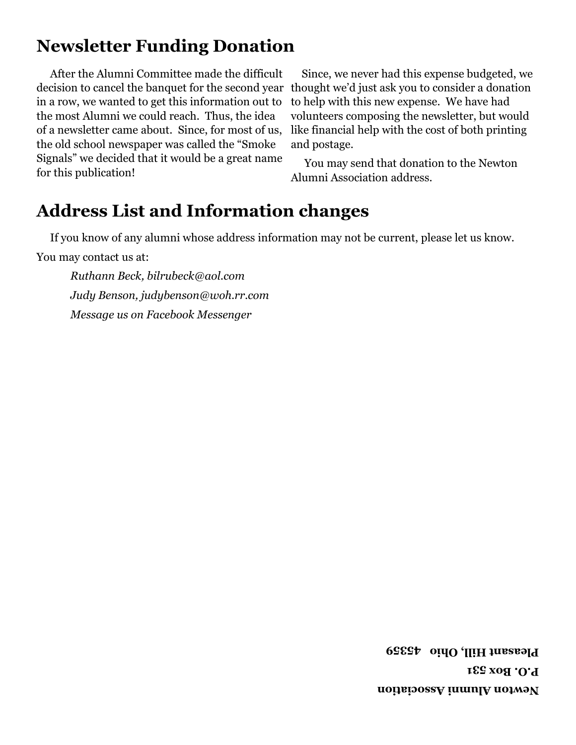## Newsletter Funding Donation

After the Alumni Committee made the difficult decision to cancel the banquet for the second year in a row, we wanted to get this information out to the most Alumni we could reach. Thus, the idea of a newsletter came about. Since, for most of us, the old school newspaper was called the "Smoke Signals" we decided that it would be a great name for this publication!

Since, we never had this expense budgeted, we thought we'd just ask you to consider a donation to help with this new expense. We have had volunteers composing the newsletter, but would like financial help with the cost of both printing and postage.

You may send that donation to the Newton Alumni Association address.

## Address List and Information changes

If you know of any alumni whose address information may not be current, please let us know.

You may contact us at:

*Ruthann Beck, bilrubeck@aol.com*

*Judy Benson, judybenson@woh.rr.com*

*Message us on Facebook Messenger*

**Newton Alumni Association**
**P.O. Box 531**
**Pleasant Hill, Ohio 45359**